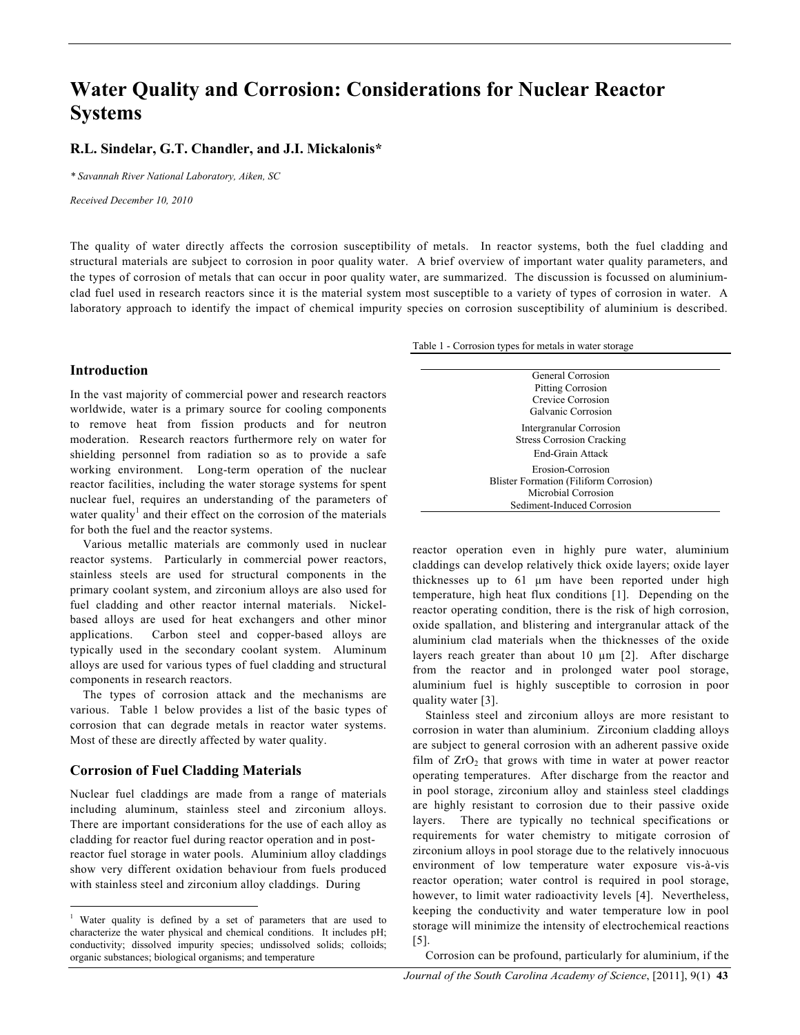# Water Quality and Corrosion: Considerations for Nuclear Reactor Systems

**R.L. Sindelar, G.T. Chandler, and J.I. Mickalonis***

*\* Savannah River National Laboratory, Aiken, SC*

*Received December 10, 2010*

The quality of water directly affects the corrosion susceptibility of metals. In reactor systems, both the fuel cladding and structural materials are subject to corrosion in poor quality water. A brief overview of important water quality parameters, and the types of corrosion of metals that can occur in poor quality water, are summarized. The discussion is focussed on aluminium-clad fuel used in research reactors since it is the material system most susceptible to a variety of types of corrosion in water. A laboratory approach to identify the impact of chemical impurity species on corrosion susceptibility of aluminium is described.

## Introduction

In the vast majority of commercial power and research reactors worldwide, water is a primary source for cooling components to remove heat from fission products and for neutron moderation. Research reactors furthermore rely on water for shielding personnel from radiation so as to provide a safe working environment. Long-term operation of the nuclear reactor facilities, including the water storage systems for spent nuclear fuel, requires an understanding of the parameters of water quality[1] and their effect on the corrosion of the materials for both the fuel and the reactor systems.

Various metallic materials are commonly used in nuclear reactor systems. Particularly in commercial power reactors, stainless steels are used for structural components in the primary coolant system, and zirconium alloys are also used for fuel cladding and other reactor internal materials. Nickel-based alloys are used for heat exchangers and other minor applications. Carbon steel and copper-based alloys are typically used in the secondary coolant system. Aluminum alloys are used for various types of fuel cladding and structural components in research reactors.

The types of corrosion attack and the mechanisms are various. Table 1 below provides a list of the basic types of corrosion that can degrade metals in reactor water systems. Most of these are directly affected by water quality.

Table 1 - Corrosion types for metals in water storage

| |
|---|
| General Corrosion |
| Pitting Corrosion |
| Crevice Corrosion |
| Galvanic Corrosion |
| Intergranular Corrosion |
| Stress Corrosion Cracking |
| End-Grain Attack |
| Erosion-Corrosion |
| Blister Formation (Filiform Corrosion) |
| Microbial Corrosion |
| Sediment-Induced Corrosion |

## Corrosion of Fuel Cladding Materials

Nuclear fuel claddings are made from a range of materials including aluminum, stainless steel and zirconium alloys. There are important considerations for the use of each alloy as cladding for reactor fuel during reactor operation and in post-reactor fuel storage in water pools. Aluminium alloy claddings show very different oxidation behaviour from fuels produced with stainless steel and zirconium alloy claddings. During reactor operation even in highly pure water, aluminium claddings can develop relatively thick oxide layers; oxide layer thicknesses up to 61 μm have been reported under high temperature, high heat flux conditions [1]. Depending on the reactor operating condition, there is the risk of high corrosion, oxide spallation, and blistering and intergranular attack of the aluminium clad materials when the thicknesses of the oxide layers reach greater than about 10 μm [2]. After discharge from the reactor and in prolonged water pool storage, aluminium fuel is highly susceptible to corrosion in poor quality water [3].

Stainless steel and zirconium alloys are more resistant to corrosion in water than aluminium. Zirconium cladding alloys are subject to general corrosion with an adherent passive oxide film of $ZrO_2$ that grows with time in water at power reactor operating temperatures. After discharge from the reactor and in pool storage, zirconium alloy and stainless steel claddings are highly resistant to corrosion due to their passive oxide layers. There are typically no technical specifications or requirements for water chemistry to mitigate corrosion of zirconium alloys in pool storage due to the relatively innocuous environment of low temperature water exposure vis-à-vis reactor operation; water control is required in pool storage, however, to limit water radioactivity levels [4]. Nevertheless, keeping the conductivity and water temperature low in pool storage will minimize the intensity of electrochemical reactions [5].

Corrosion can be profound, particularly for aluminium, if the

[1] Water quality is defined by a set of parameters that are used to characterize the water physical and chemical conditions. It includes pH; conductivity; dissolved impurity species; undissolved solids; colloids; organic substances; biological organisms; and temperature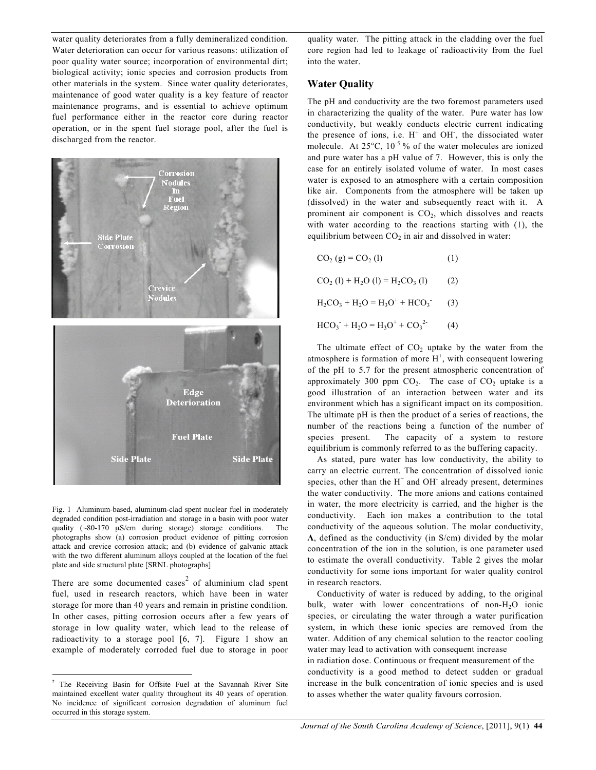water quality deteriorates from a fully demineralized condition. Water deterioration can occur for various reasons: utilization of poor quality water source; incorporation of environmental dirt; biological activity; ionic species and corrosion products from other materials in the system. Since water quality deteriorates, maintenance of good water quality is a key feature of reactor maintenance programs, and is essential to achieve optimum fuel performance either in the reactor core during reactor operation, or in the spent fuel storage pool, after the fuel is discharged from the reactor.

Fig. 1 Aluminum-based, aluminum-clad spent nuclear fuel in moderately degraded condition post-irradiation and storage in a basin with poor water quality (~80-170 μS/cm during storage) storage conditions. The photographs show (a) corrosion product evidence of pitting corrosion attack and crevice corrosion attack; and (b) evidence of galvanic attack with the two different aluminum alloys coupled at the location of the fuel plate and side structural plate [SRNL photographs]

There are some documented cases[2] of aluminium clad spent fuel, used in research reactors, which have been in water storage for more than 40 years and remain in pristine condition. In other cases, pitting corrosion occurs after a few years of storage in low quality water, which lead to the release of radioactivity to a storage pool [6, 7]. Figure 1 show an example of moderately corroded fuel due to storage in poor quality water. The pitting attack in the cladding over the fuel core region had led to leakage of radioactivity from the fuel into the water.

## Water Quality

The pH and conductivity are the two foremost parameters used in characterizing the quality of the water. Pure water has low conductivity, but weakly conducts electric current indicating the presence of ions, i.e. $H^+$ and $OH^-$, the dissociated water molecule. At 25°C, $10^{-5}$ % of the water molecules are ionized and pure water has a pH value of 7. However, this is only the case for an entirely isolated volume of water. In most cases water is exposed to an atmosphere with a certain composition like air. Components from the atmosphere will be taken up (dissolved) in the water and subsequently react with it. A prominent air component is $CO_2$, which dissolves and reacts with water according to the reactions starting with (1), the equilibrium between $CO_2$ in air and dissolved in water:

$$CO_2\,(g) = CO_2\,(l) \qquad (1)$$

$$CO_2\,(l) + H_2O\,(l) = H_2CO_3\,(l) \qquad (2)$$

$$H_2CO_3 + H_2O = H_3O^+ + HCO_3^- \qquad (3)$$

$$HCO_3^- + H_2O = H_3O^+ + CO_3^{2-} \qquad (4)$$

The ultimate effect of $CO_2$ uptake by the water from the atmosphere is formation of more $H^+$, with consequent lowering of the pH to 5.7 for the present atmospheric concentration of approximately 300 ppm $CO_2$. The case of $CO_2$ uptake is a good illustration of an interaction between water and its environment which has a significant impact on its composition. The ultimate pH is then the product of a series of reactions, the number of the reactions being a function of the number of species present. The capacity of a system to restore equilibrium is commonly referred to as the buffering capacity.

As stated, pure water has low conductivity, the ability to carry an electric current. The concentration of dissolved ionic species, other than the $H^+$ and $OH^-$ already present, determines the water conductivity. The more anions and cations contained in water, the more electricity is carried, and the higher is the conductivity. Each ion makes a contribution to the total conductivity of the aqueous solution. The molar conductivity, **Λ**, defined as the conductivity (in S/cm) divided by the molar concentration of the ion in the solution, is one parameter used to estimate the overall conductivity. Table 2 gives the molar conductivity for some ions important for water quality control in research reactors.

Conductivity of water is reduced by adding, to the original bulk, water with lower concentrations of non-$H_2O$ ionic species, or circulating the water through a water purification system, in which these ionic species are removed from the water. Addition of any chemical solution to the reactor cooling water may lead to activation with consequent increase in radiation dose. Continuous or frequent measurement of the conductivity is a good method to detect sudden or gradual increase in the bulk concentration of ionic species and is used to asses whether the water quality favours corrosion.

[2] The Receiving Basin for Offsite Fuel at the Savannah River Site maintained excellent water quality throughout its 40 years of operation. No incidence of significant corrosion degradation of aluminum fuel occurred in this storage system.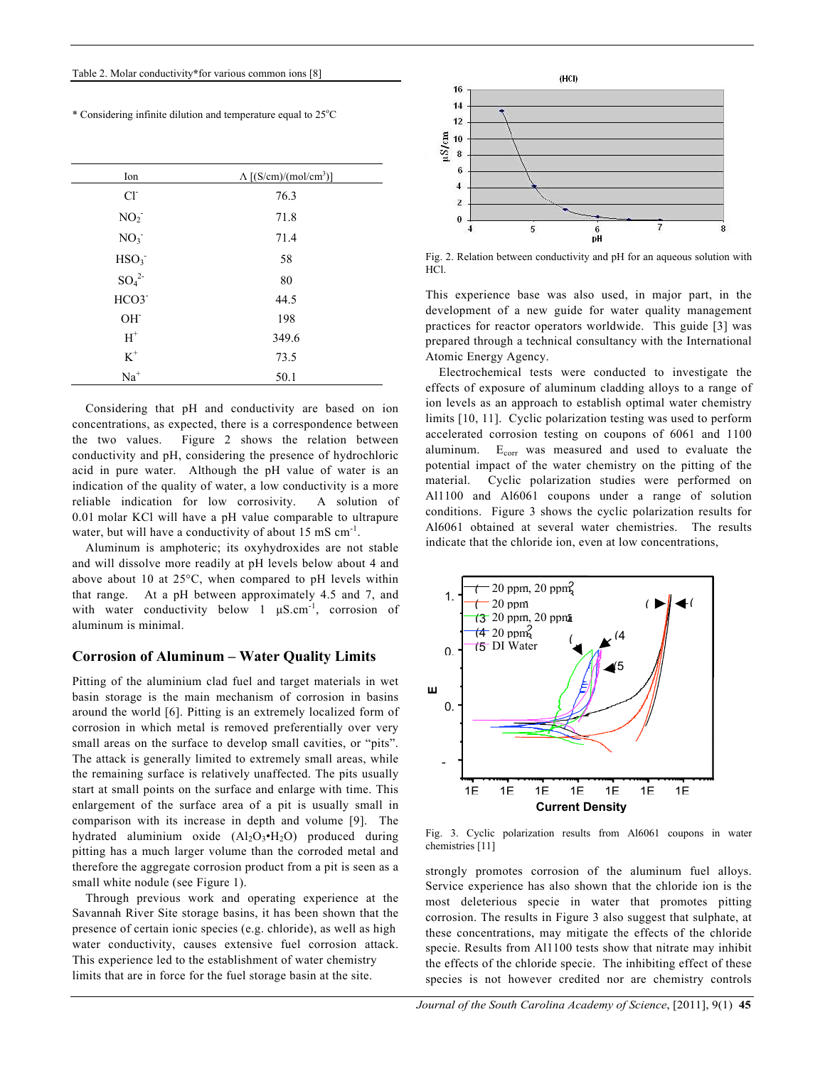Table 2. Molar conductivity* for various common ions [8]

\* Considering infinite dilution and temperature equal to 25°C

| Ion | Λ [(S/cm)/(mol/cm$^3$)] |
|---|---|
| $Cl^-$ | 76.3 |
| $NO_2^-$ | 71.8 |
| $NO_3^-$ | 71.4 |
| $HSO_3^-$ | 58 |
| $SO_4^{2-}$ | 80 |
| $HCO3^-$ | 44.5 |
| $OH^-$ | 198 |
| $H^+$ | 349.6 |
| $K^+$ | 73.5 |
| $Na^+$ | 50.1 |

Considering that pH and conductivity are based on ion concentrations, as expected, there is a correspondence between the two values. Figure 2 shows the relation between conductivity and pH, considering the presence of hydrochloric acid in pure water. Although the pH value of water is an indication of the quality of water, a low conductivity is a more reliable indication for low corrosivity. A solution of 0.01 molar KCl will have a pH value comparable to ultrapure water, but will have a conductivity of about 15 mS cm$^{-1}$.

Aluminum is amphoteric; its oxyhydroxides are not stable and will dissolve more readily at pH levels below about 4 and above about 10 at 25°C, when compared to pH levels within that range. At a pH between approximately 4.5 and 7, and with water conductivity below 1 μS.cm$^{-1}$, corrosion of aluminum is minimal.

## Corrosion of Aluminum – Water Quality Limits

Pitting of the aluminium clad fuel and target materials in wet basin storage is the main mechanism of corrosion in basins around the world [6]. Pitting is an extremely localized form of corrosion in which metal is removed preferentially over very small areas on the surface to develop small cavities, or "pits". The attack is generally limited to extremely small areas, while the remaining surface is relatively unaffected. The pits usually start at small points on the surface and enlarge with time. This enlargement of the surface area of a pit is usually small in comparison with its increase in depth and volume [9]. The hydrated aluminium oxide ($Al_2O_3 \cdot H_2O$) produced during pitting has a much larger volume than the corroded metal and therefore the aggregate corrosion product from a pit is seen as a small white nodule (see Figure 1).

Through previous work and operating experience at the Savannah River Site storage basins, it has been shown that the presence of certain ionic species (e.g. chloride), as well as high water conductivity, causes extensive fuel corrosion attack. This experience led to the establishment of water chemistry limits that are in force for the fuel storage basin at the site.

Fig. 2. Relation between conductivity and pH for an aqueous solution with HCl.

This experience base was also used, in major part, in the development of a new guide for water quality management practices for reactor operators worldwide. This guide [3] was prepared through a technical consultancy with the International Atomic Energy Agency.

Electrochemical tests were conducted to investigate the effects of exposure of aluminum cladding alloys to a range of ion levels as an approach to establish optimal water chemistry limits [10, 11]. Cyclic polarization testing was used to perform accelerated corrosion testing on coupons of 6061 and 1100 aluminum. $E_{corr}$ was measured and used to evaluate the potential impact of the water chemistry on the pitting of the material. Cyclic polarization studies were performed on Al1100 and Al6061 coupons under a range of solution conditions. Figure 3 shows the cyclic polarization results for Al6061 obtained at several water chemistries. The results indicate that the chloride ion, even at low concentrations,

Fig. 3. Cyclic polarization results from Al6061 coupons in water chemistries [11]

strongly promotes corrosion of the aluminum fuel alloys. Service experience has also shown that the chloride ion is the most deleterious specie in water that promotes pitting corrosion. The results in Figure 3 also suggest that sulphate, at these concentrations, may mitigate the effects of the chloride specie. Results from Al1100 tests show that nitrate may inhibit the effects of the chloride specie. The inhibiting effect of these species is not however credited nor are chemistry controls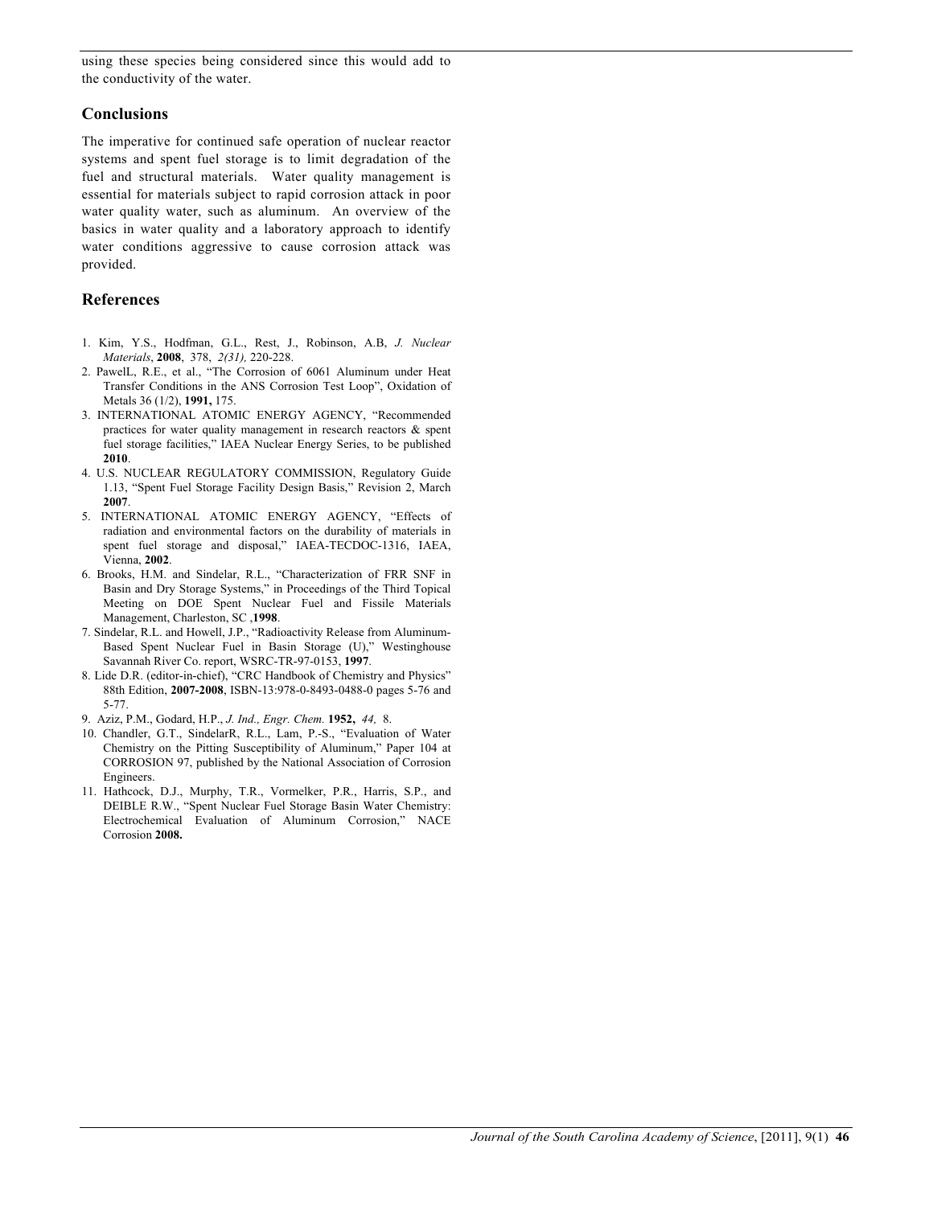using these species being considered since this would add to the conductivity of the water.

## Conclusions

The imperative for continued safe operation of nuclear reactor systems and spent fuel storage is to limit degradation of the fuel and structural materials. Water quality management is essential for materials subject to rapid corrosion attack in poor water quality water, such as aluminum. An overview of the basics in water quality and a laboratory approach to identify water conditions aggressive to cause corrosion attack was provided.

## References

1. Kim, Y.S., Hodfman, G.L., Rest, J., Robinson, A.B, *J. Nuclear Materials*, **2008**, 378, *2(31),* 220-228.
2. PawelL, R.E., et al., "The Corrosion of 6061 Aluminum under Heat Transfer Conditions in the ANS Corrosion Test Loop", Oxidation of Metals 36 (1/2), **1991,** 175.
3. INTERNATIONAL ATOMIC ENERGY AGENCY, "Recommended practices for water quality management in research reactors & spent fuel storage facilities," IAEA Nuclear Energy Series, to be published **2010**.
4. U.S. NUCLEAR REGULATORY COMMISSION, Regulatory Guide 1.13, "Spent Fuel Storage Facility Design Basis," Revision 2, March **2007**.
5. INTERNATIONAL ATOMIC ENERGY AGENCY, "Effects of radiation and environmental factors on the durability of materials in spent fuel storage and disposal," IAEA-TECDOC-1316, IAEA, Vienna, **2002**.
6. Brooks, H.M. and Sindelar, R.L., "Characterization of FRR SNF in Basin and Dry Storage Systems," in Proceedings of the Third Topical Meeting on DOE Spent Nuclear Fuel and Fissile Materials Management, Charleston, SC ,**1998**.
7. Sindelar, R.L. and Howell, J.P., "Radioactivity Release from Aluminum-Based Spent Nuclear Fuel in Basin Storage (U)," Westinghouse Savannah River Co. report, WSRC-TR-97-0153, **1997**.
8. Lide D.R. (editor-in-chief), "CRC Handbook of Chemistry and Physics" 88th Edition, **2007-2008**, ISBN-13:978-0-8493-0488-0 pages 5-76 and 5-77.
9. Aziz, P.M., Godard, H.P., *J. Ind., Engr. Chem.* **1952,** *44,* 8.
10. Chandler, G.T., SindelarR, R.L., Lam, P.-S., "Evaluation of Water Chemistry on the Pitting Susceptibility of Aluminum," Paper 104 at CORROSION 97, published by the National Association of Corrosion Engineers.
11. Hathcock, D.J., Murphy, T.R., Vormelker, P.R., Harris, S.P., and DEIBLE R.W., "Spent Nuclear Fuel Storage Basin Water Chemistry: Electrochemical Evaluation of Aluminum Corrosion," NACE Corrosion **2008.**